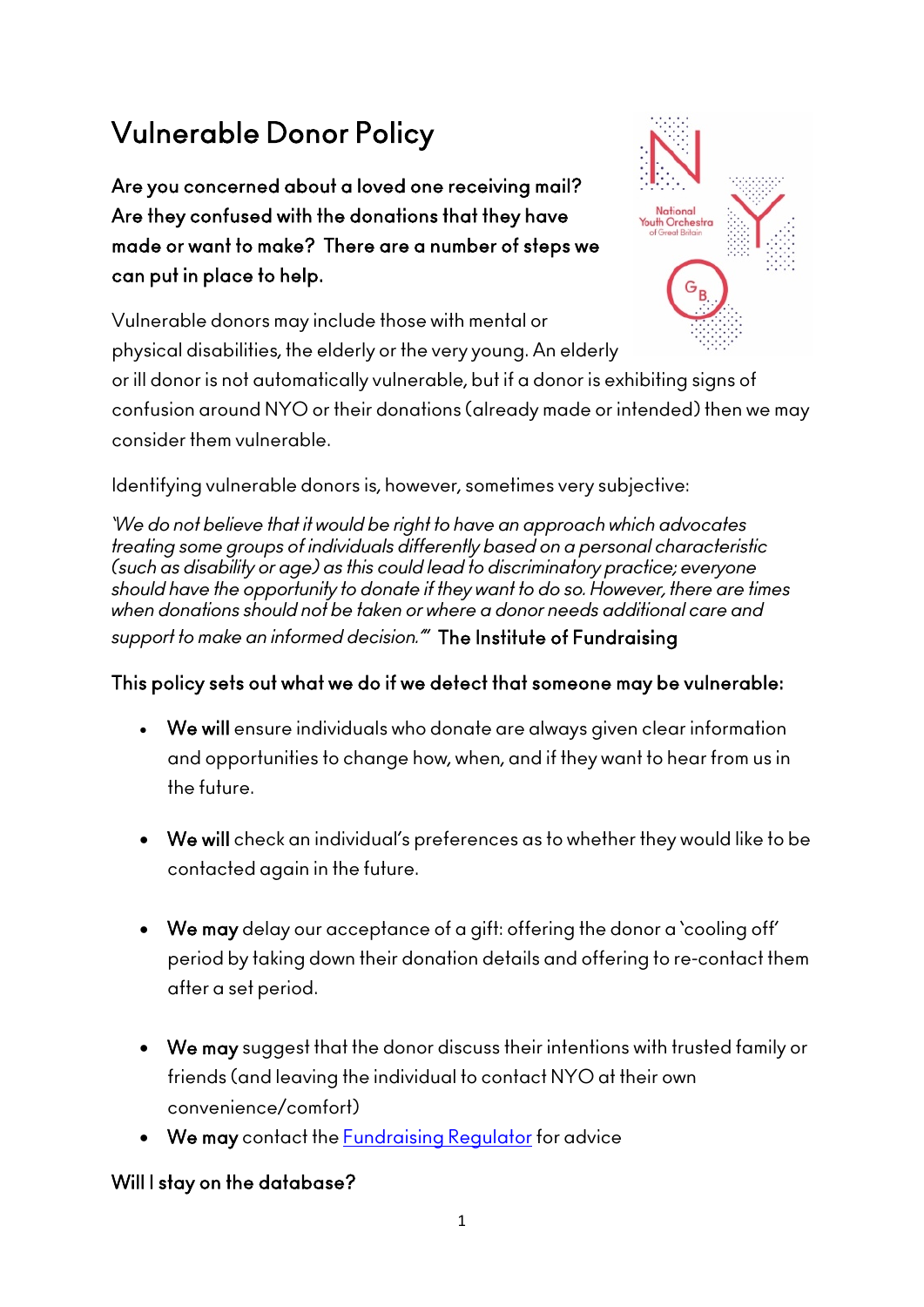# Vulnerable Donor Policy

**Are you concerned about a loved one receiving mail? Are they confused with the donations that they have made or want to make? There are a number of steps we can put in place to help.**

Vulnerable donors may include those with mental or physical disabilities, the elderly or the very young. An elderly or ill donor is not automatically vulnerable, but if a donor is exhibiting signs of confusion around NYO or their donations (already made or intended) then we may consider them vulnerable.

Identifying vulnerable donors is, however, sometimes very subjective:

*'We do not believe that it would be right to have an approach which advocates treating some groups of individuals differently based on a personal characteristic (such as disability or age) as this could lead to discriminatory practice; everyone should have the opportunity to donate if they want to do so. However, there are times when donations should not be taken or where a donor needs additional care and support to make an informed decision."'* **The Institute of Fundraising**

**This policy sets out what we do if we detect that someone may be vulnerable:**

- **We will** ensure individuals who donate are always given clear information and opportunities to change how, when, and if they want to hear from us in the future.
- **We will** check an individual's preferences as to whether they would like to be contacted again in the future.
- **We may** delay our acceptance of a gift: offering the donor a 'cooling off' period by taking down their donation details and offering to re-contact them after a set period.
- **We may** suggest that the donor discuss their intentions with trusted family or friends (and leaving the individual to contact NYO at their own convenience/comfort)
- **We may** contact the Fundraising Regulator for advice

**Will I stay on the database?**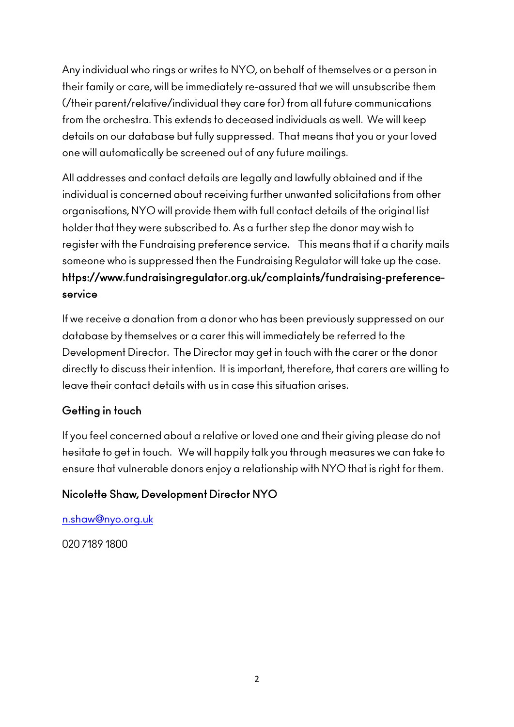Any individual who rings or writes to NYO, on behalf of themselves or a person in their family or care, will be immediately re-assured that we will unsubscribe them (/their parent/relative/individual they care for) from all future communications from the orchestra. This extends to deceased individuals as well. We will keep details on our database but fully suppressed. That means that you or your loved one will automatically be screened out of any future mailings.

All addresses and contact details are legally and lawfully obtained and if the individual is concerned about receiving further unwanted solicitations from other organisations, NYO will provide them with full contact details of the original list holder that they were subscribed to. As a further step the donor may wish to register with the Fundraising preference service. This means that if a charity mails someone who is suppressed then the Fundraising Regulator will take up the case. **https://www.fundraisingregulator.org.uk/complaints/fundraising-preference-service**

If we receive a donation from a donor who has been previously suppressed on our database by themselves or a carer this will immediately be referred to the Development Director. The Director may get in touch with the carer or the donor directly to discuss their intention. It is important, therefore, that carers are willing to leave their contact details with us in case this situation arises.

### Getting in touch

If you feel concerned about a relative or loved one and their giving please do not hesitate to get in touch. We will happily talk you through measures we can take to ensure that vulnerable donors enjoy a relationship with NYO that is right for them.

**Nicolette Shaw, Development Director NYO**

n.shaw@nyo.org.uk

020 7189 1800